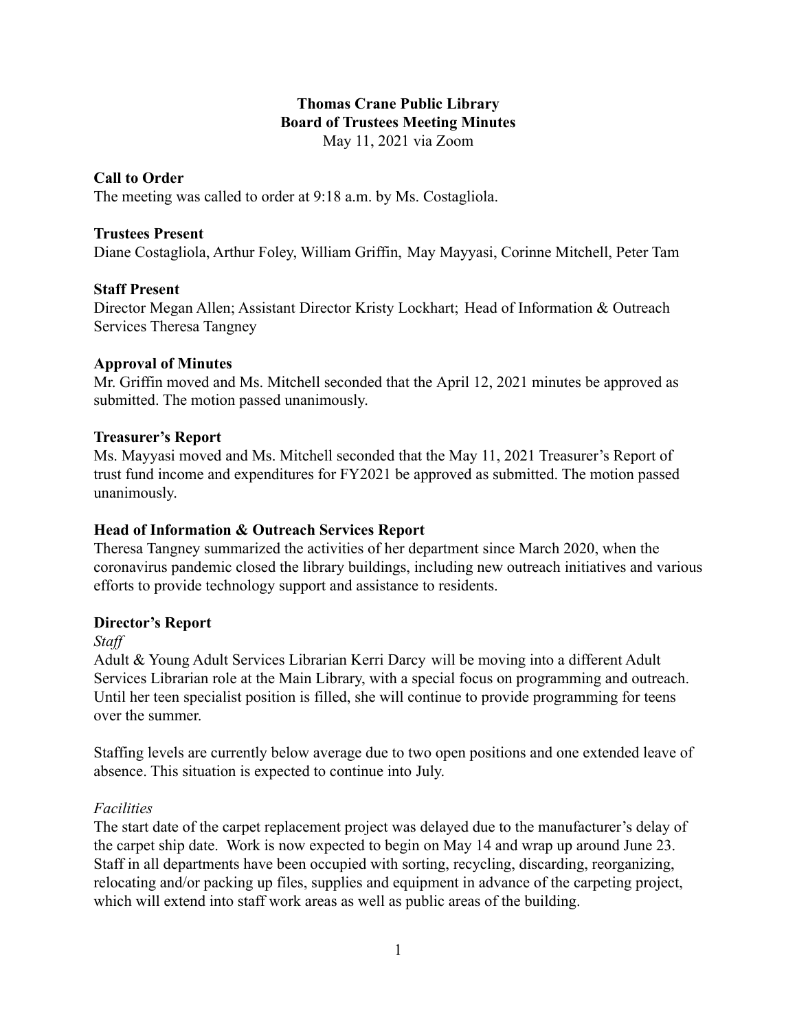# Thomas Crane Public Library
## Board of Trustees Meeting Minutes

May 11, 2021 via Zoom

### Call to Order

The meeting was called to order at 9:18 a.m. by Ms. Costagliola.

### Trustees Present

Diane Costagliola, Arthur Foley, William Griffin, May Mayyasi, Corinne Mitchell, Peter Tam

### Staff Present

Director Megan Allen; Assistant Director Kristy Lockhart; Head of Information & Outreach Services Theresa Tangney

### Approval of Minutes

Mr. Griffin moved and Ms. Mitchell seconded that the April 12, 2021 minutes be approved as submitted. The motion passed unanimously.

### Treasurer's Report

Ms. Mayyasi moved and Ms. Mitchell seconded that the May 11, 2021 Treasurer's Report of trust fund income and expenditures for FY2021 be approved as submitted. The motion passed unanimously.

### Head of Information & Outreach Services Report

Theresa Tangney summarized the activities of her department since March 2020, when the coronavirus pandemic closed the library buildings, including new outreach initiatives and various efforts to provide technology support and assistance to residents.

### Director's Report

*Staff*

Adult & Young Adult Services Librarian Kerri Darcy will be moving into a different Adult Services Librarian role at the Main Library, with a special focus on programming and outreach. Until her teen specialist position is filled, she will continue to provide programming for teens over the summer.

Staffing levels are currently below average due to two open positions and one extended leave of absence. This situation is expected to continue into July.

*Facilities*

The start date of the carpet replacement project was delayed due to the manufacturer's delay of the carpet ship date. Work is now expected to begin on May 14 and wrap up around June 23. Staff in all departments have been occupied with sorting, recycling, discarding, reorganizing, relocating and/or packing up files, supplies and equipment in advance of the carpeting project, which will extend into staff work areas as well as public areas of the building.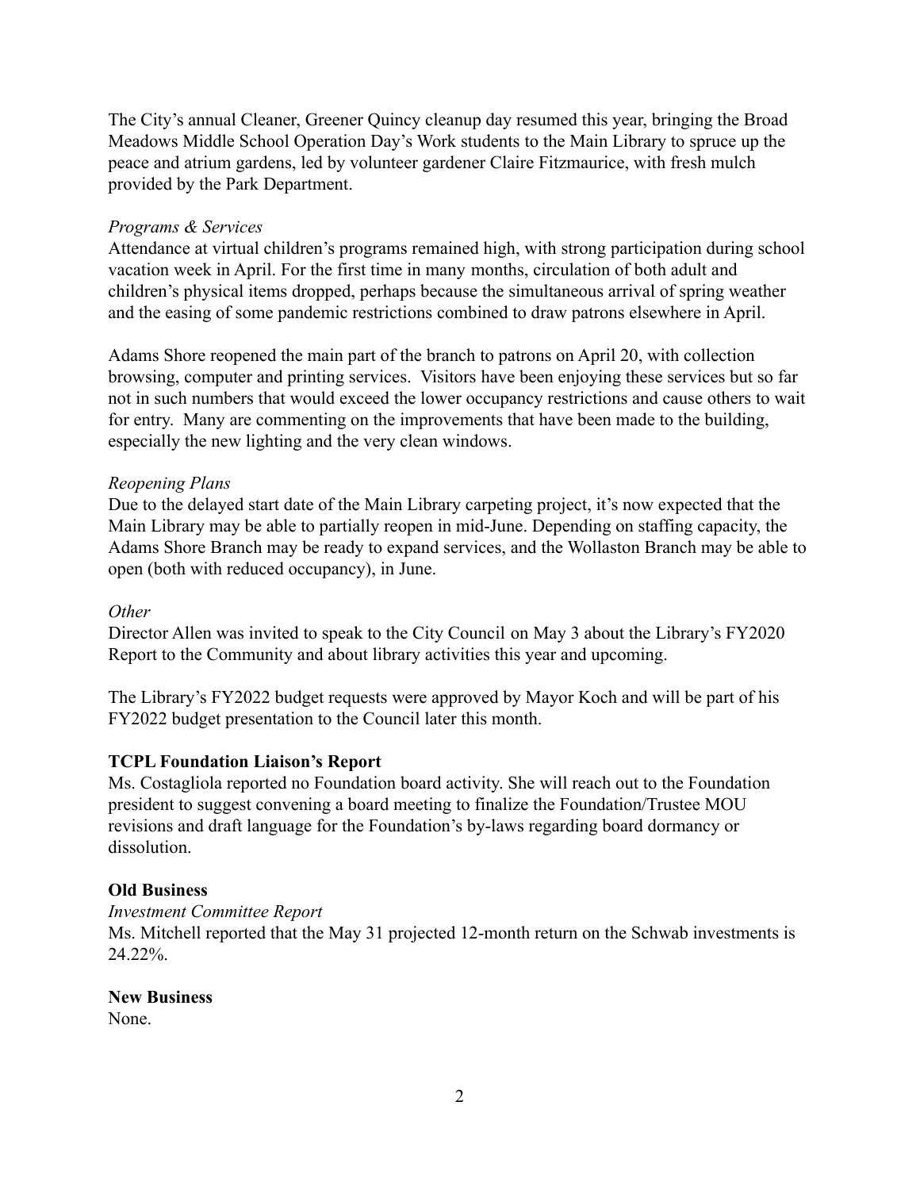The City's annual Cleaner, Greener Quincy cleanup day resumed this year, bringing the Broad Meadows Middle School Operation Day's Work students to the Main Library to spruce up the peace and atrium gardens, led by volunteer gardener Claire Fitzmaurice, with fresh mulch provided by the Park Department.

*Programs & Services*

Attendance at virtual children's programs remained high, with strong participation during school vacation week in April. For the first time in many months, circulation of both adult and children's physical items dropped, perhaps because the simultaneous arrival of spring weather and the easing of some pandemic restrictions combined to draw patrons elsewhere in April.

Adams Shore reopened the main part of the branch to patrons on April 20, with collection browsing, computer and printing services. Visitors have been enjoying these services but so far not in such numbers that would exceed the lower occupancy restrictions and cause others to wait for entry. Many are commenting on the improvements that have been made to the building, especially the new lighting and the very clean windows.

*Reopening Plans*

Due to the delayed start date of the Main Library carpeting project, it's now expected that the Main Library may be able to partially reopen in mid-June. Depending on staffing capacity, the Adams Shore Branch may be ready to expand services, and the Wollaston Branch may be able to open (both with reduced occupancy), in June.

*Other*

Director Allen was invited to speak to the City Council on May 3 about the Library's FY2020 Report to the Community and about library activities this year and upcoming.

The Library's FY2022 budget requests were approved by Mayor Koch and will be part of his FY2022 budget presentation to the Council later this month.

**TCPL Foundation Liaison's Report**

Ms. Costagliola reported no Foundation board activity. She will reach out to the Foundation president to suggest convening a board meeting to finalize the Foundation/Trustee MOU revisions and draft language for the Foundation's by-laws regarding board dormancy or dissolution.

**Old Business**

*Investment Committee Report*

Ms. Mitchell reported that the May 31 projected 12-month return on the Schwab investments is 24.22%.

**New Business**

None.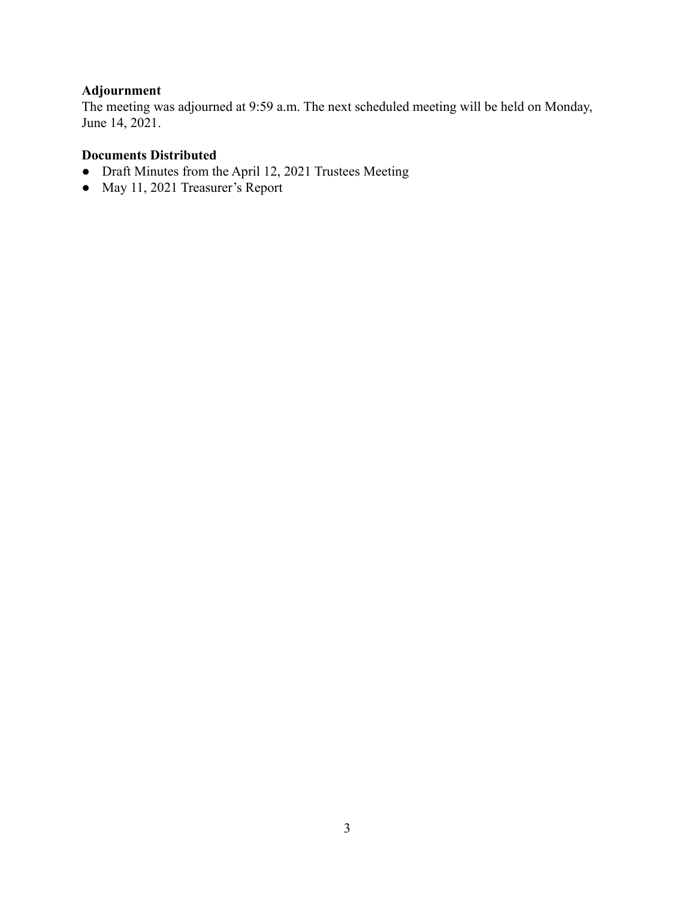**Adjournment**

The meeting was adjourned at 9:59 a.m. The next scheduled meeting will be held on Monday, June 14, 2021.

**Documents Distributed**

- Draft Minutes from the April 12, 2021 Trustees Meeting
- May 11, 2021 Treasurer's Report